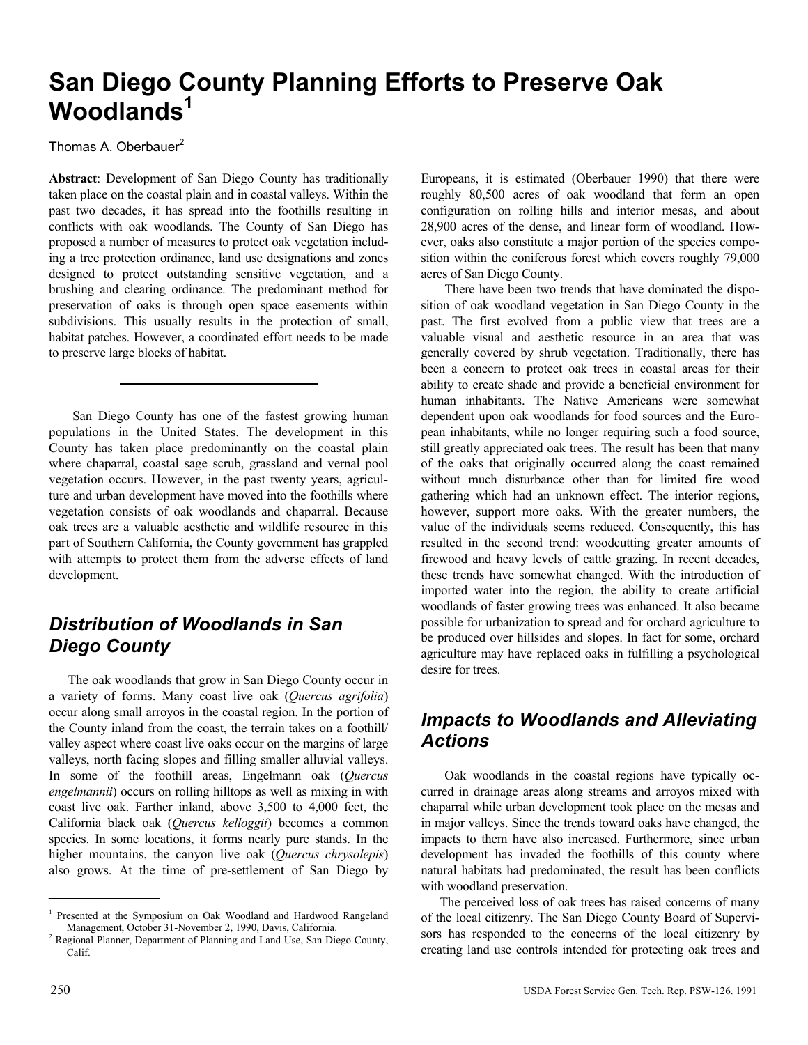# San Diego County Planning Efforts to Preserve Oak Woodlands[1]

Thomas A. Oberbauer[2]

**Abstract**: Development of San Diego County has traditionally taken place on the coastal plain and in coastal valleys. Within the past two decades, it has spread into the foothills resulting in conflicts with oak woodlands. The County of San Diego has proposed a number of measures to protect oak vegetation including a tree protection ordinance, land use designations and zones designed to protect outstanding sensitive vegetation, and a brushing and clearing ordinance. The predominant method for preservation of oaks is through open space easements within subdivisions. This usually results in the protection of small, habitat patches. However, a coordinated effort needs to be made to preserve large blocks of habitat.

---

San Diego County has one of the fastest growing human populations in the United States. The development in this County has taken place predominantly on the coastal plain where chaparral, coastal sage scrub, grassland and vernal pool vegetation occurs. However, in the past twenty years, agriculture and urban development have moved into the foothills where vegetation consists of oak woodlands and chaparral. Because oak trees are a valuable aesthetic and wildlife resource in this part of Southern California, the County government has grappled with attempts to protect them from the adverse effects of land development.

## *Distribution of Woodlands in San Diego County*

The oak woodlands that grow in San Diego County occur in a variety of forms. Many coast live oak (*Quercus agrifolia*) occur along small arroyos in the coastal region. In the portion of the County inland from the coast, the terrain takes on a foothill/valley aspect where coast live oaks occur on the margins of large valleys, north facing slopes and filling smaller alluvial valleys. In some of the foothill areas, Engelmann oak (*Quercus engelmannii*) occurs on rolling hilltops as well as mixing in with coast live oak. Farther inland, above 3,500 to 4,000 feet, the California black oak (*Quercus kelloggii*) becomes a common species. In some locations, it forms nearly pure stands. In the higher mountains, the canyon live oak (*Quercus chrysolepis*) also grows. At the time of pre-settlement of San Diego by Europeans, it is estimated (Oberbauer 1990) that there were roughly 80,500 acres of oak woodland that form an open configuration on rolling hills and interior mesas, and about 28,900 acres of the dense, and linear form of woodland. However, oaks also constitute a major portion of the species composition within the coniferous forest which covers roughly 79,000 acres of San Diego County.

There have been two trends that have dominated the disposition of oak woodland vegetation in San Diego County in the past. The first evolved from a public view that trees are a valuable visual and aesthetic resource in an area that was generally covered by shrub vegetation. Traditionally, there has been a concern to protect oak trees in coastal areas for their ability to create shade and provide a beneficial environment for human inhabitants. The Native Americans were somewhat dependent upon oak woodlands for food sources and the European inhabitants, while no longer requiring such a food source, still greatly appreciated oak trees. The result has been that many of the oaks that originally occurred along the coast remained without much disturbance other than for limited fire wood gathering which had an unknown effect. The interior regions, however, support more oaks. With the greater numbers, the value of the individuals seems reduced. Consequently, this has resulted in the second trend: woodcutting greater amounts of firewood and heavy levels of cattle grazing. In recent decades, these trends have somewhat changed. With the introduction of imported water into the region, the ability to create artificial woodlands of faster growing trees was enhanced. It also became possible for urbanization to spread and for orchard agriculture to be produced over hillsides and slopes. In fact for some, orchard agriculture may have replaced oaks in fulfilling a psychological desire for trees.

## *Impacts to Woodlands and Alleviating Actions*

Oak woodlands in the coastal regions have typically occurred in drainage areas along streams and arroyos mixed with chaparral while urban development took place on the mesas and in major valleys. Since the trends toward oaks have changed, the impacts to them have also increased. Furthermore, since urban development has invaded the foothills of this county where natural habitats had predominated, the result has been conflicts with woodland preservation.

The perceived loss of oak trees has raised concerns of many of the local citizenry. The San Diego County Board of Supervisors has responded to the concerns of the local citizenry by creating land use controls intended for protecting oak trees and

---

[1] Presented at the Symposium on Oak Woodland and Hardwood Rangeland Management, October 31-November 2, 1990, Davis, California.

[2] Regional Planner, Department of Planning and Land Use, San Diego County, Calif.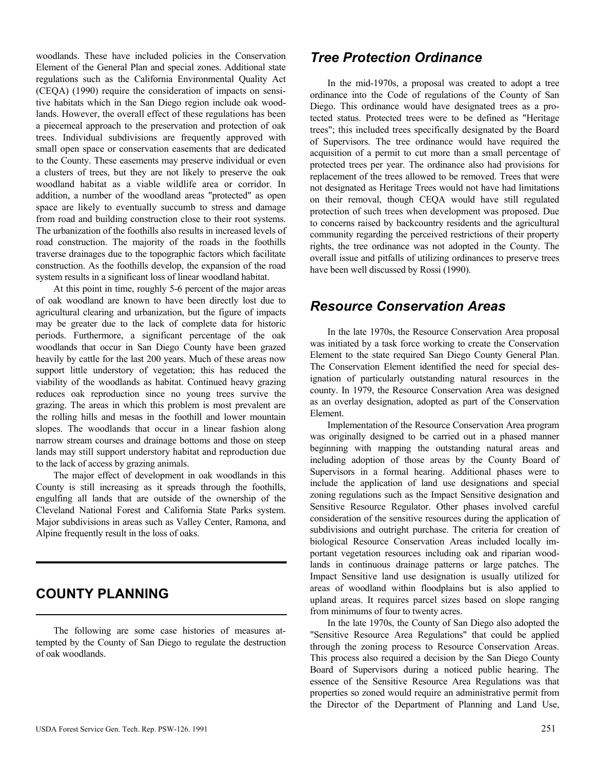woodlands. These have included policies in the Conservation Element of the General Plan and special zones. Additional state regulations such as the California Environmental Quality Act (CEQA) (1990) require the consideration of impacts on sensitive habitats which in the San Diego region include oak woodlands. However, the overall effect of these regulations has been a piecemeal approach to the preservation and protection of oak trees. Individual subdivisions are frequently approved with small open space or conservation easements that are dedicated to the County. These easements may preserve individual or even a clusters of trees, but they are not likely to preserve the oak woodland habitat as a viable wildlife area or corridor. In addition, a number of the woodland areas "protected" as open space are likely to eventually succumb to stress and damage from road and building construction close to their root systems. The urbanization of the foothills also results in increased levels of road construction. The majority of the roads in the foothills traverse drainages due to the topographic factors which facilitate construction. As the foothills develop, the expansion of the road system results in a significant loss of linear woodland habitat.

At this point in time, roughly 5-6 percent of the major areas of oak woodland are known to have been directly lost due to agricultural clearing and urbanization, but the figure of impacts may be greater due to the lack of complete data for historic periods. Furthermore, a significant percentage of the oak woodlands that occur in San Diego County have been grazed heavily by cattle for the last 200 years. Much of these areas now support little understory of vegetation; this has reduced the viability of the woodlands as habitat. Continued heavy grazing reduces oak reproduction since no young trees survive the grazing. The areas in which this problem is most prevalent are the rolling hills and mesas in the foothill and lower mountain slopes. The woodlands that occur in a linear fashion along narrow stream courses and drainage bottoms and those on steep lands may still support understory habitat and reproduction due to the lack of access by grazing animals.

The major effect of development in oak woodlands in this County is still increasing as it spreads through the foothills, engulfing all lands that are outside of the ownership of the Cleveland National Forest and California State Parks system. Major subdivisions in areas such as Valley Center, Ramona, and Alpine frequently result in the loss of oaks.

## COUNTY PLANNING

The following are some case histories of measures attempted by the County of San Diego to regulate the destruction of oak woodlands.

### *Tree Protection Ordinance*

In the mid-1970s, a proposal was created to adopt a tree ordinance into the Code of regulations of the County of San Diego. This ordinance would have designated trees as a protected status. Protected trees were to be defined as "Heritage trees"; this included trees specifically designated by the Board of Supervisors. The tree ordinance would have required the acquisition of a permit to cut more than a small percentage of protected trees per year. The ordinance also had provisions for replacement of the trees allowed to be removed. Trees that were not designated as Heritage Trees would not have had limitations on their removal, though CEQA would have still regulated protection of such trees when development was proposed. Due to concerns raised by backcountry residents and the agricultural community regarding the perceived restrictions of their property rights, the tree ordinance was not adopted in the County. The overall issue and pitfalls of utilizing ordinances to preserve trees have been well discussed by Rossi (1990).

### *Resource Conservation Areas*

In the late 1970s, the Resource Conservation Area proposal was initiated by a task force working to create the Conservation Element to the state required San Diego County General Plan. The Conservation Element identified the need for special designation of particularly outstanding natural resources in the county. In 1979, the Resource Conservation Area was designed as an overlay designation, adopted as part of the Conservation Element.

Implementation of the Resource Conservation Area program was originally designed to be carried out in a phased manner beginning with mapping the outstanding natural areas and including adoption of those areas by the County Board of Supervisors in a formal hearing. Additional phases were to include the application of land use designations and special zoning regulations such as the Impact Sensitive designation and Sensitive Resource Regulator. Other phases involved careful consideration of the sensitive resources during the application of subdivisions and outright purchase. The criteria for creation of biological Resource Conservation Areas included locally important vegetation resources including oak and riparian woodlands in continuous drainage patterns or large patches. The Impact Sensitive land use designation is usually utilized for areas of woodland within floodplains but is also applied to upland areas. It requires parcel sizes based on slope ranging from minimums of four to twenty acres.

In the late 1970s, the County of San Diego also adopted the "Sensitive Resource Area Regulations" that could be applied through the zoning process to Resource Conservation Areas. This process also required a decision by the San Diego County Board of Supervisors during a noticed public hearing. The essence of the Sensitive Resource Area Regulations was that properties so zoned would require an administrative permit from the Director of the Department of Planning and Land Use,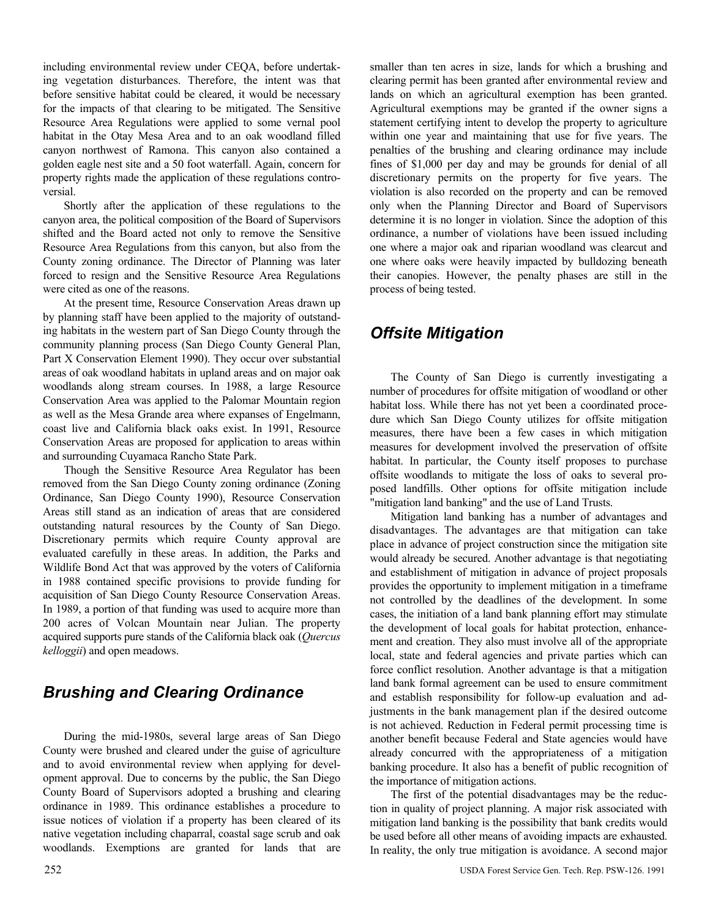including environmental review under CEQA, before undertaking vegetation disturbances. Therefore, the intent was that before sensitive habitat could be cleared, it would be necessary for the impacts of that clearing to be mitigated. The Sensitive Resource Area Regulations were applied to some vernal pool habitat in the Otay Mesa Area and to an oak woodland filled canyon northwest of Ramona. This canyon also contained a golden eagle nest site and a 50 foot waterfall. Again, concern for property rights made the application of these regulations controversial.

Shortly after the application of these regulations to the canyon area, the political composition of the Board of Supervisors shifted and the Board acted not only to remove the Sensitive Resource Area Regulations from this canyon, but also from the County zoning ordinance. The Director of Planning was later forced to resign and the Sensitive Resource Area Regulations were cited as one of the reasons.

At the present time, Resource Conservation Areas drawn up by planning staff have been applied to the majority of outstanding habitats in the western part of San Diego County through the community planning process (San Diego County General Plan, Part X Conservation Element 1990). They occur over substantial areas of oak woodland habitats in upland areas and on major oak woodlands along stream courses. In 1988, a large Resource Conservation Area was applied to the Palomar Mountain region as well as the Mesa Grande area where expanses of Engelmann, coast live and California black oaks exist. In 1991, Resource Conservation Areas are proposed for application to areas within and surrounding Cuyamaca Rancho State Park.

Though the Sensitive Resource Area Regulator has been removed from the San Diego County zoning ordinance (Zoning Ordinance, San Diego County 1990), Resource Conservation Areas still stand as an indication of areas that are considered outstanding natural resources by the County of San Diego. Discretionary permits which require County approval are evaluated carefully in these areas. In addition, the Parks and Wildlife Bond Act that was approved by the voters of California in 1988 contained specific provisions to provide funding for acquisition of San Diego County Resource Conservation Areas. In 1989, a portion of that funding was used to acquire more than 200 acres of Volcan Mountain near Julian. The property acquired supports pure stands of the California black oak (*Quercus kelloggii*) and open meadows.

## Brushing and Clearing Ordinance

During the mid-1980s, several large areas of San Diego County were brushed and cleared under the guise of agriculture and to avoid environmental review when applying for development approval. Due to concerns by the public, the San Diego County Board of Supervisors adopted a brushing and clearing ordinance in 1989. This ordinance establishes a procedure to issue notices of violation if a property has been cleared of its native vegetation including chaparral, coastal sage scrub and oak woodlands. Exemptions are granted for lands that are smaller than ten acres in size, lands for which a brushing and clearing permit has been granted after environmental review and lands on which an agricultural exemption has been granted. Agricultural exemptions may be granted if the owner signs a statement certifying intent to develop the property to agriculture within one year and maintaining that use for five years. The penalties of the brushing and clearing ordinance may include fines of $1,000 per day and may be grounds for denial of all discretionary permits on the property for five years. The violation is also recorded on the property and can be removed only when the Planning Director and Board of Supervisors determine it is no longer in violation. Since the adoption of this ordinance, a number of violations have been issued including one where a major oak and riparian woodland was clearcut and one where oaks were heavily impacted by bulldozing beneath their canopies. However, the penalty phases are still in the process of being tested.

## Offsite Mitigation

The County of San Diego is currently investigating a number of procedures for offsite mitigation of woodland or other habitat loss. While there has not yet been a coordinated procedure which San Diego County utilizes for offsite mitigation measures, there have been a few cases in which mitigation measures for development involved the preservation of offsite habitat. In particular, the County itself proposes to purchase offsite woodlands to mitigate the loss of oaks to several proposed landfills. Other options for offsite mitigation include "mitigation land banking" and the use of Land Trusts.

Mitigation land banking has a number of advantages and disadvantages. The advantages are that mitigation can take place in advance of project construction since the mitigation site would already be secured. Another advantage is that negotiating and establishment of mitigation in advance of project proposals provides the opportunity to implement mitigation in a timeframe not controlled by the deadlines of the development. In some cases, the initiation of a land bank planning effort may stimulate the development of local goals for habitat protection, enhancement and creation. They also must involve all of the appropriate local, state and federal agencies and private parties which can force conflict resolution. Another advantage is that a mitigation land bank formal agreement can be used to ensure commitment and establish responsibility for follow-up evaluation and adjustments in the bank management plan if the desired outcome is not achieved. Reduction in Federal permit processing time is another benefit because Federal and State agencies would have already concurred with the appropriateness of a mitigation banking procedure. It also has a benefit of public recognition of the importance of mitigation actions.

The first of the potential disadvantages may be the reduction in quality of project planning. A major risk associated with mitigation land banking is the possibility that bank credits would be used before all other means of avoiding impacts are exhausted. In reality, the only true mitigation is avoidance. A second major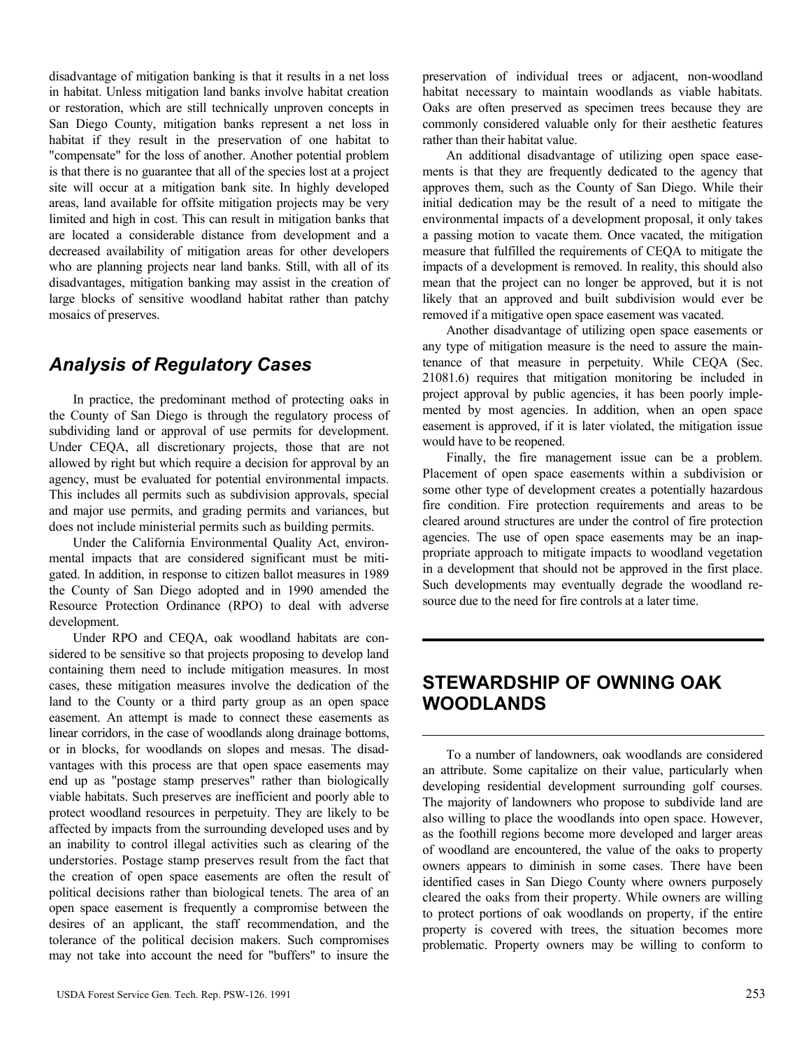disadvantage of mitigation banking is that it results in a net loss in habitat. Unless mitigation land banks involve habitat creation or restoration, which are still technically unproven concepts in San Diego County, mitigation banks represent a net loss in habitat if they result in the preservation of one habitat to "compensate" for the loss of another. Another potential problem is that there is no guarantee that all of the species lost at a project site will occur at a mitigation bank site. In highly developed areas, land available for offsite mitigation projects may be very limited and high in cost. This can result in mitigation banks that are located a considerable distance from development and a decreased availability of mitigation areas for other developers who are planning projects near land banks. Still, with all of its disadvantages, mitigation banking may assist in the creation of large blocks of sensitive woodland habitat rather than patchy mosaics of preserves.

## *Analysis of Regulatory Cases*

In practice, the predominant method of protecting oaks in the County of San Diego is through the regulatory process of subdividing land or approval of use permits for development. Under CEQA, all discretionary projects, those that are not allowed by right but which require a decision for approval by an agency, must be evaluated for potential environmental impacts. This includes all permits such as subdivision approvals, special and major use permits, and grading permits and variances, but does not include ministerial permits such as building permits.

Under the California Environmental Quality Act, environmental impacts that are considered significant must be mitigated. In addition, in response to citizen ballot measures in 1989 the County of San Diego adopted and in 1990 amended the Resource Protection Ordinance (RPO) to deal with adverse development.

Under RPO and CEQA, oak woodland habitats are considered to be sensitive so that projects proposing to develop land containing them need to include mitigation measures. In most cases, these mitigation measures involve the dedication of the land to the County or a third party group as an open space easement. An attempt is made to connect these easements as linear corridors, in the case of woodlands along drainage bottoms, or in blocks, for woodlands on slopes and mesas. The disadvantages with this process are that open space easements may end up as "postage stamp preserves" rather than biologically viable habitats. Such preserves are inefficient and poorly able to protect woodland resources in perpetuity. They are likely to be affected by impacts from the surrounding developed uses and by an inability to control illegal activities such as clearing of the understories. Postage stamp preserves result from the fact that the creation of open space easements are often the result of political decisions rather than biological tenets. The area of an open space easement is frequently a compromise between the desires of an applicant, the staff recommendation, and the tolerance of the political decision makers. Such compromises may not take into account the need for "buffers" to insure the preservation of individual trees or adjacent, non-woodland habitat necessary to maintain woodlands as viable habitats. Oaks are often preserved as specimen trees because they are commonly considered valuable only for their aesthetic features rather than their habitat value.

An additional disadvantage of utilizing open space easements is that they are frequently dedicated to the agency that approves them, such as the County of San Diego. While their initial dedication may be the result of a need to mitigate the environmental impacts of a development proposal, it only takes a passing motion to vacate them. Once vacated, the mitigation measure that fulfilled the requirements of CEQA to mitigate the impacts of a development is removed. In reality, this should also mean that the project can no longer be approved, but it is not likely that an approved and built subdivision would ever be removed if a mitigative open space easement was vacated.

Another disadvantage of utilizing open space easements or any type of mitigation measure is the need to assure the maintenance of that measure in perpetuity. While CEQA (Sec. 21081.6) requires that mitigation monitoring be included in project approval by public agencies, it has been poorly implemented by most agencies. In addition, when an open space easement is approved, if it is later violated, the mitigation issue would have to be reopened.

Finally, the fire management issue can be a problem. Placement of open space easements within a subdivision or some other type of development creates a potentially hazardous fire condition. Fire protection requirements and areas to be cleared around structures are under the control of fire protection agencies. The use of open space easements may be an inappropriate approach to mitigate impacts to woodland vegetation in a development that should not be approved in the first place. Such developments may eventually degrade the woodland resource due to the need for fire controls at a later time.

# STEWARDSHIP OF OWNING OAK WOODLANDS

To a number of landowners, oak woodlands are considered an attribute. Some capitalize on their value, particularly when developing residential development surrounding golf courses. The majority of landowners who propose to subdivide land are also willing to place the woodlands into open space. However, as the foothill regions become more developed and larger areas of woodland are encountered, the value of the oaks to property owners appears to diminish in some cases. There have been identified cases in San Diego County where owners purposely cleared the oaks from their property. While owners are willing to protect portions of oak woodlands on property, if the entire property is covered with trees, the situation becomes more problematic. Property owners may be willing to conform to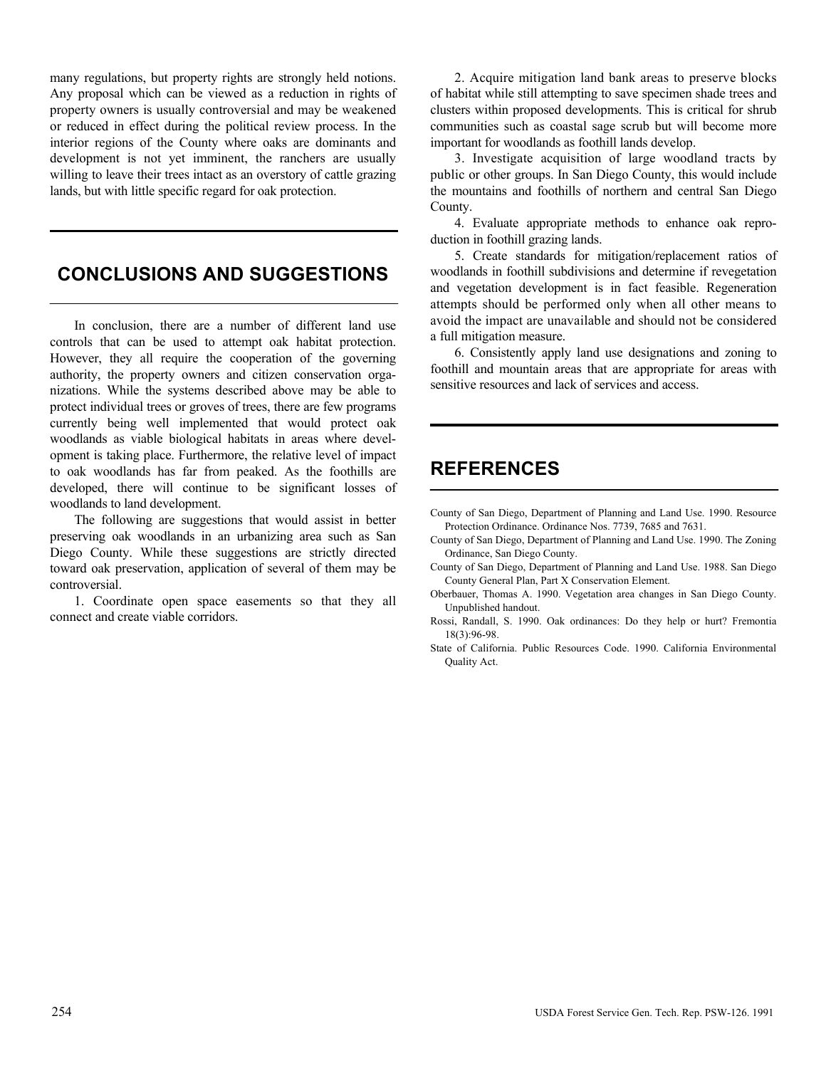many regulations, but property rights are strongly held notions. Any proposal which can be viewed as a reduction in rights of property owners is usually controversial and may be weakened or reduced in effect during the political review process. In the interior regions of the County where oaks are dominants and development is not yet imminent, the ranchers are usually willing to leave their trees intact as an overstory of cattle grazing lands, but with little specific regard for oak protection.

## CONCLUSIONS AND SUGGESTIONS

In conclusion, there are a number of different land use controls that can be used to attempt oak habitat protection. However, they all require the cooperation of the governing authority, the property owners and citizen conservation organizations. While the systems described above may be able to protect individual trees or groves of trees, there are few programs currently being well implemented that would protect oak woodlands as viable biological habitats in areas where development is taking place. Furthermore, the relative level of impact to oak woodlands has far from peaked. As the foothills are developed, there will continue to be significant losses of woodlands to land development.

The following are suggestions that would assist in better preserving oak woodlands in an urbanizing area such as San Diego County. While these suggestions are strictly directed toward oak preservation, application of several of them may be controversial.

1. Coordinate open space easements so that they all connect and create viable corridors.

2. Acquire mitigation land bank areas to preserve blocks of habitat while still attempting to save specimen shade trees and clusters within proposed developments. This is critical for shrub communities such as coastal sage scrub but will become more important for woodlands as foothill lands develop.

3. Investigate acquisition of large woodland tracts by public or other groups. In San Diego County, this would include the mountains and foothills of northern and central San Diego County.

4. Evaluate appropriate methods to enhance oak reproduction in foothill grazing lands.

5. Create standards for mitigation/replacement ratios of woodlands in foothill subdivisions and determine if revegetation and vegetation development is in fact feasible. Regeneration attempts should be performed only when all other means to avoid the impact are unavailable and should not be considered a full mitigation measure.

6. Consistently apply land use designations and zoning to foothill and mountain areas that are appropriate for areas with sensitive resources and lack of services and access.

## REFERENCES

County of San Diego, Department of Planning and Land Use. 1990. Resource Protection Ordinance. Ordinance Nos. 7739, 7685 and 7631.

County of San Diego, Department of Planning and Land Use. 1990. The Zoning Ordinance, San Diego County.

County of San Diego, Department of Planning and Land Use. 1988. San Diego County General Plan, Part X Conservation Element.

Oberbauer, Thomas A. 1990. Vegetation area changes in San Diego County. Unpublished handout.

Rossi, Randall, S. 1990. Oak ordinances: Do they help or hurt? Fremontia 18(3):96-98.

State of California. Public Resources Code. 1990. California Environmental Quality Act.